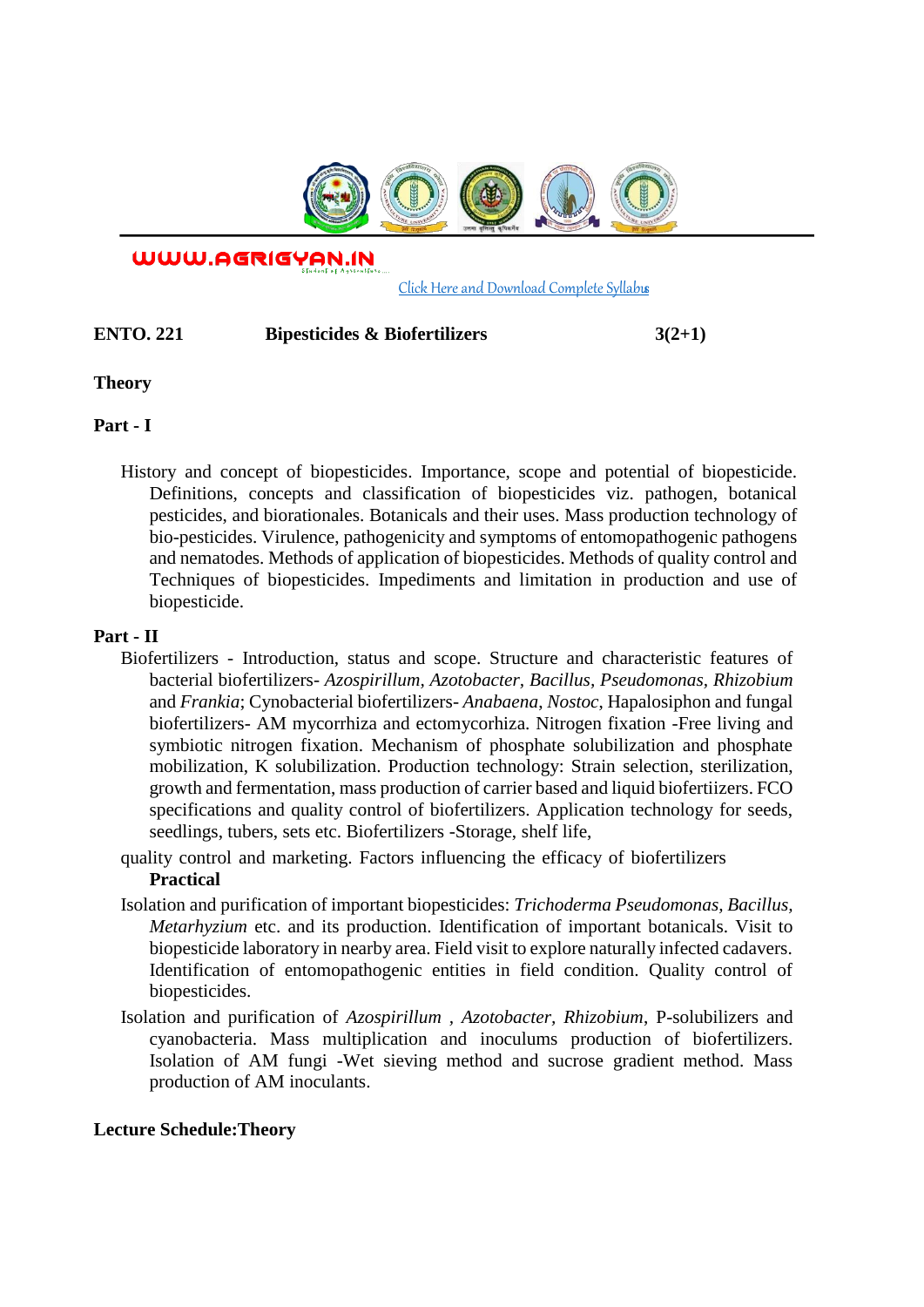WWW.AGRIGYAN.IN

Click Here and Download Complete Syllabus

**ENTO. 221** **Bipesticides & Biofertilizers** **3(2+1)**

**Theory**

**Part - I**

History and concept of biopesticides. Importance, scope and potential of biopesticide. Definitions, concepts and classification of biopesticides viz. pathogen, botanical pesticides, and biorationales. Botanicals and their uses. Mass production technology of bio-pesticides. Virulence, pathogenicity and symptoms of entomopathogenic pathogens and nematodes. Methods of application of biopesticides. Methods of quality control and Techniques of biopesticides. Impediments and limitation in production and use of biopesticide.

**Part - II**

Biofertilizers - Introduction, status and scope. Structure and characteristic features of bacterial biofertilizers- *Azospirillum*, *Azotobacter*, *Bacillus*, *Pseudomonas*, *Rhizobium* and *Frankia*; Cynobacterial biofertilizers- *Anabaena*, *Nostoc*, Hapalosiphon and fungal biofertilizers- AM mycorrhiza and ectomycorhiza. Nitrogen fixation -Free living and symbiotic nitrogen fixation. Mechanism of phosphate solubilization and phosphate mobilization, K solubilization. Production technology: Strain selection, sterilization, growth and fermentation, mass production of carrier based and liquid biofertiizers. FCO specifications and quality control of biofertilizers. Application technology for seeds, seedlings, tubers, sets etc. Biofertilizers -Storage, shelf life,

quality control and marketing. Factors influencing the efficacy of biofertilizers

**Practical**

Isolation and purification of important biopesticides: *Trichoderma Pseudomonas*, *Bacillus*, *Metarhyzium* etc. and its production. Identification of important botanicals. Visit to biopesticide laboratory in nearby area. Field visit to explore naturally infected cadavers. Identification of entomopathogenic entities in field condition. Quality control of biopesticides.

Isolation and purification of *Azospirillum* , *Azotobacter*, *Rhizobium*, P-solubilizers and cyanobacteria. Mass multiplication and inoculums production of biofertilizers. Isolation of AM fungi -Wet sieving method and sucrose gradient method. Mass production of AM inoculants.

**Lecture Schedule:Theory**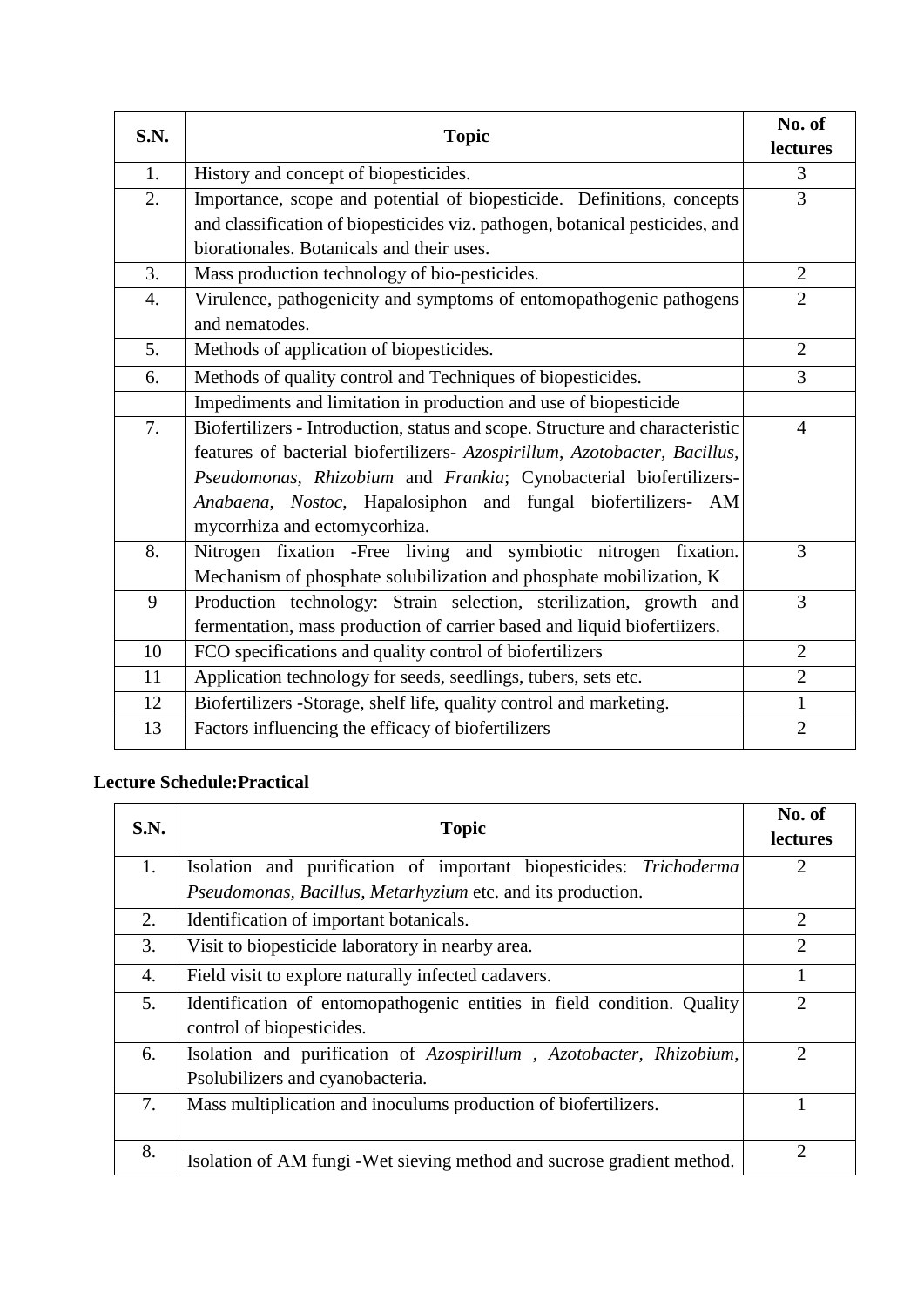| S.N. | Topic | No. of lectures |
|---|---|---|
| 1. | History and concept of biopesticides. | 3 |
| 2. | Importance, scope and potential of biopesticide. Definitions, concepts and classification of biopesticides viz. pathogen, botanical pesticides, and biorationales. Botanicals and their uses. | 3 |
| 3. | Mass production technology of bio-pesticides. | 2 |
| 4. | Virulence, pathogenicity and symptoms of entomopathogenic pathogens and nematodes. | 2 |
| 5. | Methods of application of biopesticides. | 2 |
| 6. | Methods of quality control and Techniques of biopesticides. | 3 |
| | Impediments and limitation in production and use of biopesticide | |
| 7. | Biofertilizers - Introduction, status and scope. Structure and characteristic features of bacterial biofertilizers- *Azospirillum, Azotobacter, Bacillus, Pseudomonas, Rhizobium* and *Frankia*; Cynobacterial biofertilizers- *Anabaena*, *Nostoc*, Hapalosiphon and fungal biofertilizers- AM mycorrhiza and ectomycorhiza. | 4 |
| 8. | Nitrogen fixation -Free living and symbiotic nitrogen fixation. Mechanism of phosphate solubilization and phosphate mobilization, K | 3 |
| 9 | Production technology: Strain selection, sterilization, growth and fermentation, mass production of carrier based and liquid biofertiizers. | 3 |
| 10 | FCO specifications and quality control of biofertilizers | 2 |
| 11 | Application technology for seeds, seedlings, tubers, sets etc. | 2 |
| 12 | Biofertilizers -Storage, shelf life, quality control and marketing. | 1 |
| 13 | Factors influencing the efficacy of biofertilizers | 2 |

**Lecture Schedule:Practical**

| S.N. | Topic | No. of lectures |
|---|---|---|
| 1. | Isolation and purification of important biopesticides: *Trichoderma Pseudomonas, Bacillus, Metarhyzium* etc. and its production. | 2 |
| 2. | Identification of important botanicals. | 2 |
| 3. | Visit to biopesticide laboratory in nearby area. | 2 |
| 4. | Field visit to explore naturally infected cadavers. | 1 |
| 5. | Identification of entomopathogenic entities in field condition. Quality control of biopesticides. | 2 |
| 6. | Isolation and purification of *Azospirillum* , *Azotobacter, Rhizobium*, Psolubilizers and cyanobacteria. | 2 |
| 7. | Mass multiplication and inoculums production of biofertilizers. | 1 |
| 8. | Isolation of AM fungi -Wet sieving method and sucrose gradient method. | 2 |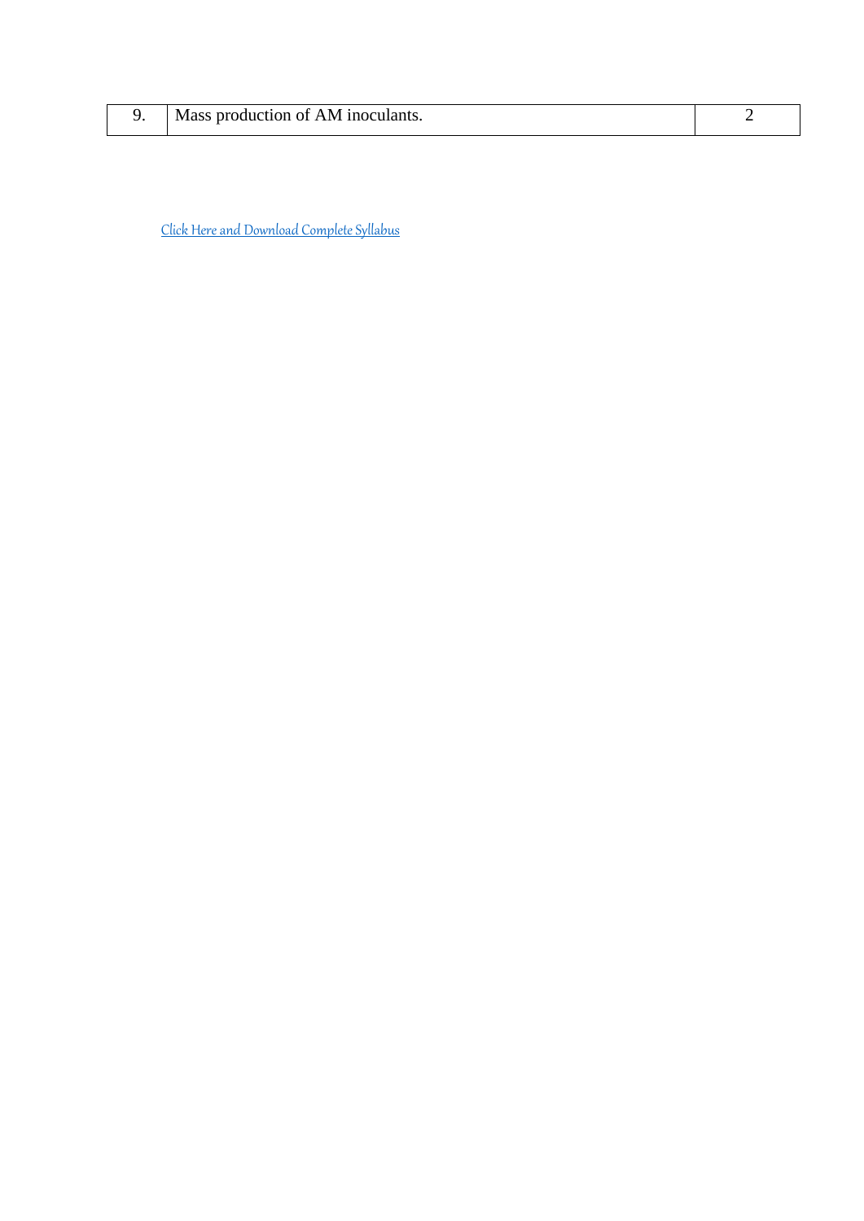| | | |
|---|---|---|
| 9. | Mass production of AM inoculants. | 2 |

[Click Here and Download Complete Syllabus]